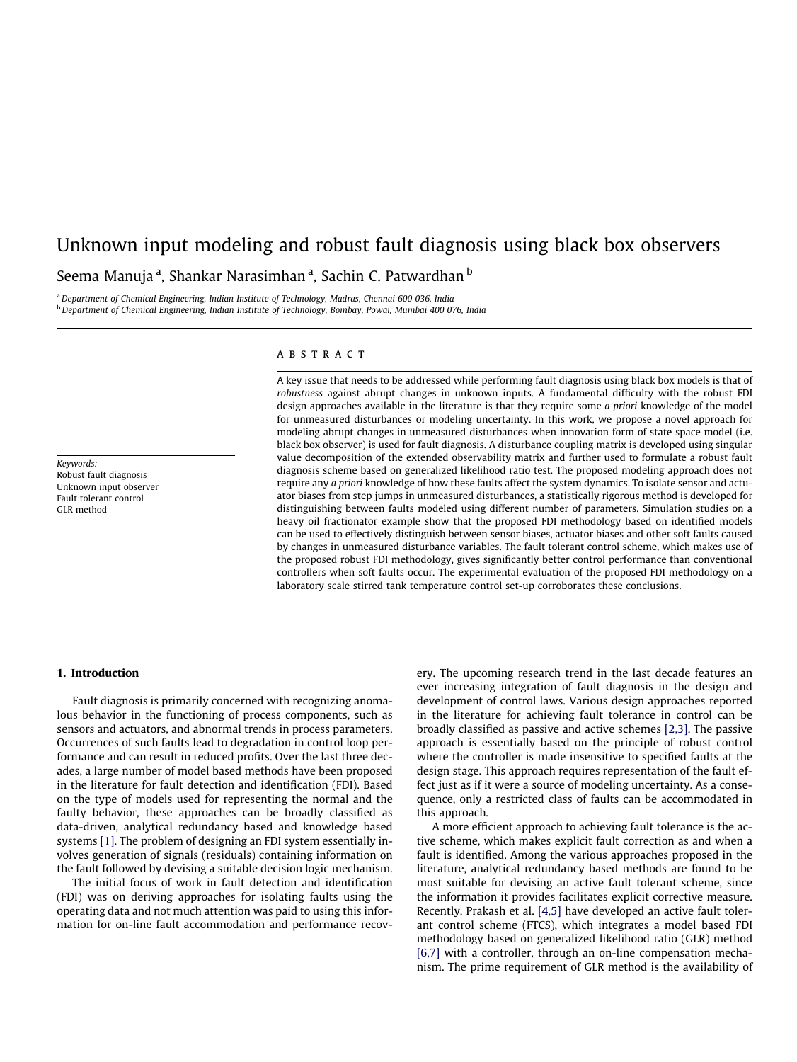# Unknown input modeling and robust fault diagnosis using black box observers

Seema Manuja [a], Shankar Narasimhan [a], Sachin C. Patwardhan [b]

[a] Department of Chemical Engineering, Indian Institute of Technology, Madras, Chennai 600 036, India

[b] Department of Chemical Engineering, Indian Institute of Technology, Bombay, Powai, Mumbai 400 076, India

*Keywords:*
Robust fault diagnosis
Unknown input observer
Fault tolerant control
GLR method

## ABSTRACT

A key issue that needs to be addressed while performing fault diagnosis using black box models is that of *robustness* against abrupt changes in unknown inputs. A fundamental difficulty with the robust FDI design approaches available in the literature is that they require some *a priori* knowledge of the model for unmeasured disturbances or modeling uncertainty. In this work, we propose a novel approach for modeling abrupt changes in unmeasured disturbances when innovation form of state space model (i.e. black box observer) is used for fault diagnosis. A disturbance coupling matrix is developed using singular value decomposition of the extended observability matrix and further used to formulate a robust fault diagnosis scheme based on generalized likelihood ratio test. The proposed modeling approach does not require any *a priori* knowledge of how these faults affect the system dynamics. To isolate sensor and actuator biases from step jumps in unmeasured disturbances, a statistically rigorous method is developed for distinguishing between faults modeled using different number of parameters. Simulation studies on a heavy oil fractionator example show that the proposed FDI methodology based on identified models can be used to effectively distinguish between sensor biases, actuator biases and other soft faults caused by changes in unmeasured disturbance variables. The fault tolerant control scheme, which makes use of the proposed robust FDI methodology, gives significantly better control performance than conventional controllers when soft faults occur. The experimental evaluation of the proposed FDI methodology on a laboratory scale stirred tank temperature control set-up corroborates these conclusions.

## 1. Introduction

Fault diagnosis is primarily concerned with recognizing anomalous behavior in the functioning of process components, such as sensors and actuators, and abnormal trends in process parameters. Occurrences of such faults lead to degradation in control loop performance and can result in reduced profits. Over the last three decades, a large number of model based methods have been proposed in the literature for fault detection and identification (FDI). Based on the type of models used for representing the normal and the faulty behavior, these approaches can be broadly classified as data-driven, analytical redundancy based and knowledge based systems [1]. The problem of designing an FDI system essentially involves generation of signals (residuals) containing information on the fault followed by devising a suitable decision logic mechanism.

The initial focus of work in fault detection and identification (FDI) was on deriving approaches for isolating faults using the operating data and not much attention was paid to using this information for on-line fault accommodation and performance recovery. The upcoming research trend in the last decade features an ever increasing integration of fault diagnosis in the design and development of control laws. Various design approaches reported in the literature for achieving fault tolerance in control can be broadly classified as passive and active schemes [2,3]. The passive approach is essentially based on the principle of robust control where the controller is made insensitive to specified faults at the design stage. This approach requires representation of the fault effect just as if it were a source of modeling uncertainty. As a consequence, only a restricted class of faults can be accommodated in this approach.

A more efficient approach to achieving fault tolerance is the active scheme, which makes explicit fault correction as and when a fault is identified. Among the various approaches proposed in the literature, analytical redundancy based methods are found to be most suitable for devising an active fault tolerant scheme, since the information it provides facilitates explicit corrective measure. Recently, Prakash et al. [4,5] have developed an active fault tolerant control scheme (FTCS), which integrates a model based FDI methodology based on generalized likelihood ratio (GLR) method [6,7] with a controller, through an on-line compensation mechanism. The prime requirement of GLR method is the availability of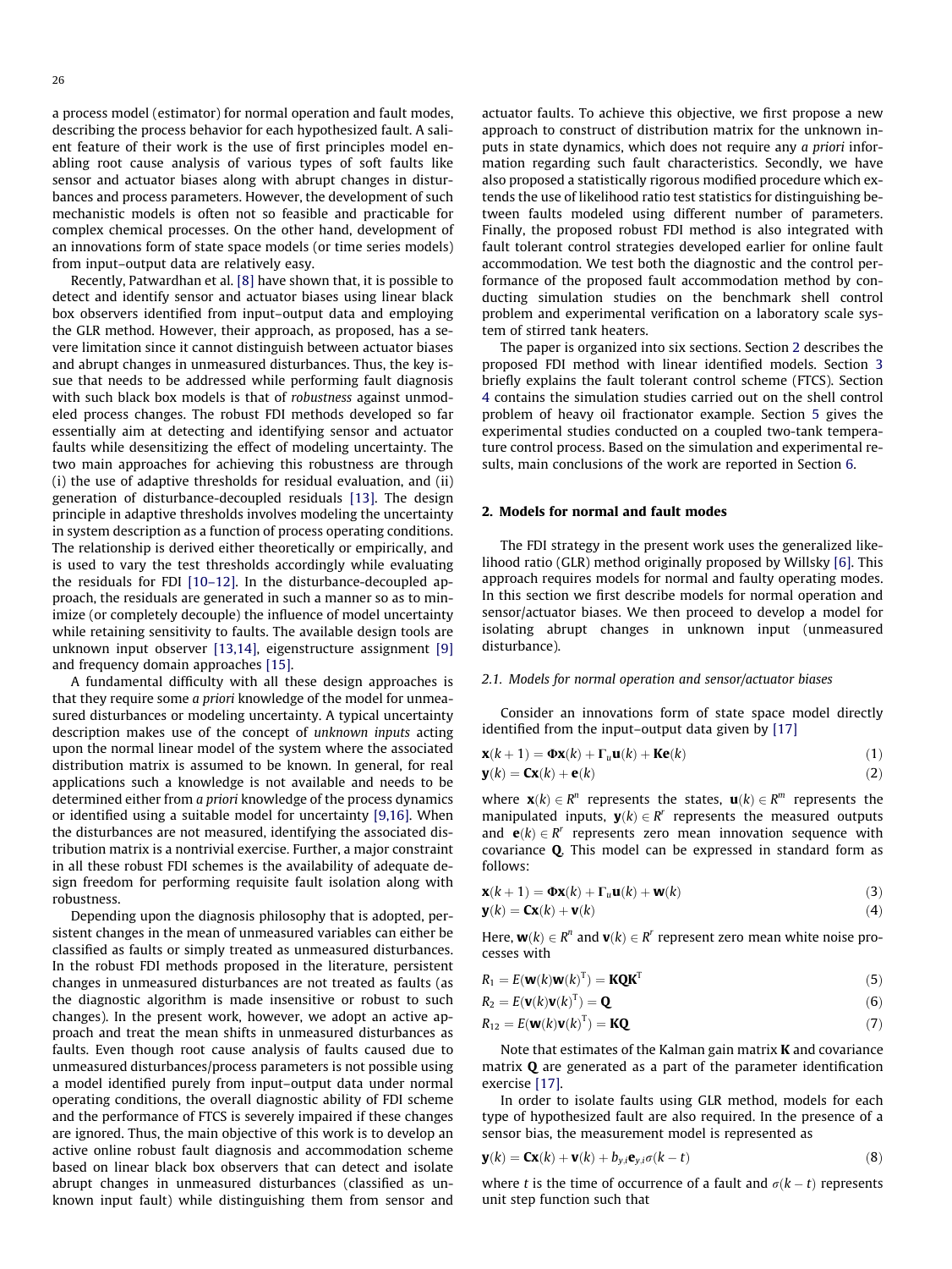a process model (estimator) for normal operation and fault modes, describing the process behavior for each hypothesized fault. A salient feature of their work is the use of first principles model enabling root cause analysis of various types of soft faults like sensor and actuator biases along with abrupt changes in disturbances and process parameters. However, the development of such mechanistic models is often not so feasible and practicable for complex chemical processes. On the other hand, development of an innovations form of state space models (or time series models) from input–output data are relatively easy.

Recently, Patwardhan et al. [8] have shown that, it is possible to detect and identify sensor and actuator biases using linear black box observers identified from input–output data and employing the GLR method. However, their approach, as proposed, has a severe limitation since it cannot distinguish between actuator biases and abrupt changes in unmeasured disturbances. Thus, the key issue that needs to be addressed while performing fault diagnosis with such black box models is that of *robustness* against unmodeled process changes. The robust FDI methods developed so far essentially aim at detecting and identifying sensor and actuator faults while desensitizing the effect of modeling uncertainty. The two main approaches for achieving this robustness are through (i) the use of adaptive thresholds for residual evaluation, and (ii) generation of disturbance-decoupled residuals [13]. The design principle in adaptive thresholds involves modeling the uncertainty in system description as a function of process operating conditions. The relationship is derived either theoretically or empirically, and is used to vary the test thresholds accordingly while evaluating the residuals for FDI [10–12]. In the disturbance-decoupled approach, the residuals are generated in such a manner so as to minimize (or completely decouple) the influence of model uncertainty while retaining sensitivity to faults. The available design tools are unknown input observer [13,14], eigenstructure assignment [9] and frequency domain approaches [15].

A fundamental difficulty with all these design approaches is that they require some *a priori* knowledge of the model for unmeasured disturbances or modeling uncertainty. A typical uncertainty description makes use of the concept of *unknown inputs* acting upon the normal linear model of the system where the associated distribution matrix is assumed to be known. In general, for real applications such a knowledge is not available and needs to be determined either from *a priori* knowledge of the process dynamics or identified using a suitable model for uncertainty [9,16]. When the disturbances are not measured, identifying the associated distribution matrix is a nontrivial exercise. Further, a major constraint in all these robust FDI schemes is the availability of adequate design freedom for performing requisite fault isolation along with robustness.

Depending upon the diagnosis philosophy that is adopted, persistent changes in the mean of unmeasured variables can either be classified as faults or simply treated as unmeasured disturbances. In the robust FDI methods proposed in the literature, persistent changes in unmeasured disturbances are not treated as faults (as the diagnostic algorithm is made insensitive or robust to such changes). In the present work, however, we adopt an active approach and treat the mean shifts in unmeasured disturbances as faults. Even though root cause analysis of faults caused due to unmeasured disturbances/process parameters is not possible using a model identified purely from input–output data under normal operating conditions, the overall diagnostic ability of FDI scheme and the performance of FTCS is severely impaired if these changes are ignored. Thus, the main objective of this work is to develop an active online robust fault diagnosis and accommodation scheme based on linear black box observers that can detect and isolate abrupt changes in unmeasured disturbances (classified as unknown input fault) while distinguishing them from sensor and actuator faults. To achieve this objective, we first propose a new approach to construct of distribution matrix for the unknown inputs in state dynamics, which does not require any *a priori* information regarding such fault characteristics. Secondly, we have also proposed a statistically rigorous modified procedure which extends the use of likelihood ratio test statistics for distinguishing between faults modeled using different number of parameters. Finally, the proposed robust FDI method is also integrated with fault tolerant control strategies developed earlier for online fault accommodation. We test both the diagnostic and the control performance of the proposed fault accommodation method by conducting simulation studies on the benchmark shell control problem and experimental verification on a laboratory scale system of stirred tank heaters.

The paper is organized into six sections. Section 2 describes the proposed FDI method with linear identified models. Section 3 briefly explains the fault tolerant control scheme (FTCS). Section 4 contains the simulation studies carried out on the shell control problem of heavy oil fractionator example. Section 5 gives the experimental studies conducted on a coupled two-tank temperature control process. Based on the simulation and experimental results, main conclusions of the work are reported in Section 6.

## 2. Models for normal and fault modes

The FDI strategy in the present work uses the generalized likelihood ratio (GLR) method originally proposed by Willsky [6]. This approach requires models for normal and faulty operating modes. In this section we first describe models for normal operation and sensor/actuator biases. We then proceed to develop a model for isolating abrupt changes in unknown input (unmeasured disturbance).

### 2.1. Models for normal operation and sensor/actuator biases

Consider an innovations form of state space model directly identified from the input–output data given by [17]

$$\mathbf{x}(k+1) = \mathbf{\Phi}\mathbf{x}(k) + \mathbf{\Gamma}_u\mathbf{u}(k) + \mathbf{K}\mathbf{e}(k) \tag{1}$$

$$\mathbf{y}(k) = \mathbf{C}\mathbf{x}(k) + \mathbf{e}(k) \tag{2}$$

where $\mathbf{x}(k) \in R^n$ represents the states, $\mathbf{u}(k) \in R^m$ represents the manipulated inputs, $\mathbf{y}(k) \in R^r$ represents the measured outputs and $\mathbf{e}(k) \in R^r$ represents zero mean innovation sequence with covariance $\mathbf{Q}$. This model can be expressed in standard form as follows:

$$\mathbf{x}(k+1) = \mathbf{\Phi}\mathbf{x}(k) + \mathbf{\Gamma}_u\mathbf{u}(k) + \mathbf{w}(k) \tag{3}$$

$$\mathbf{y}(k) = \mathbf{C}\mathbf{x}(k) + \mathbf{v}(k) \tag{4}$$

Here, $\mathbf{w}(k) \in R^n$ and $\mathbf{v}(k) \in R^r$ represent zero mean white noise processes with

$$R_1 = E(\mathbf{w}(k)\mathbf{w}(k)^{\mathrm{T}}) = \mathbf{KQK}^{\mathrm{T}} \tag{5}$$

$$R_2 = E(\mathbf{v}(k)\mathbf{v}(k)^{\mathrm{T}}) = \mathbf{Q} \tag{6}$$

$$R_{12} = E(\mathbf{w}(k)\mathbf{v}(k)^{\mathrm{T}}) = \mathbf{KQ} \tag{7}$$

Note that estimates of the Kalman gain matrix $\mathbf{K}$ and covariance matrix $\mathbf{Q}$ are generated as a part of the parameter identification exercise [17].

In order to isolate faults using GLR method, models for each type of hypothesized fault are also required. In the presence of a sensor bias, the measurement model is represented as

$$\mathbf{y}(k) = \mathbf{C}\mathbf{x}(k) + \mathbf{v}(k) + b_{y,i}\mathbf{e}_{y,i}\sigma(k-t) \tag{8}$$

where $t$ is the time of occurrence of a fault and $\sigma(k-t)$ represents unit step function such that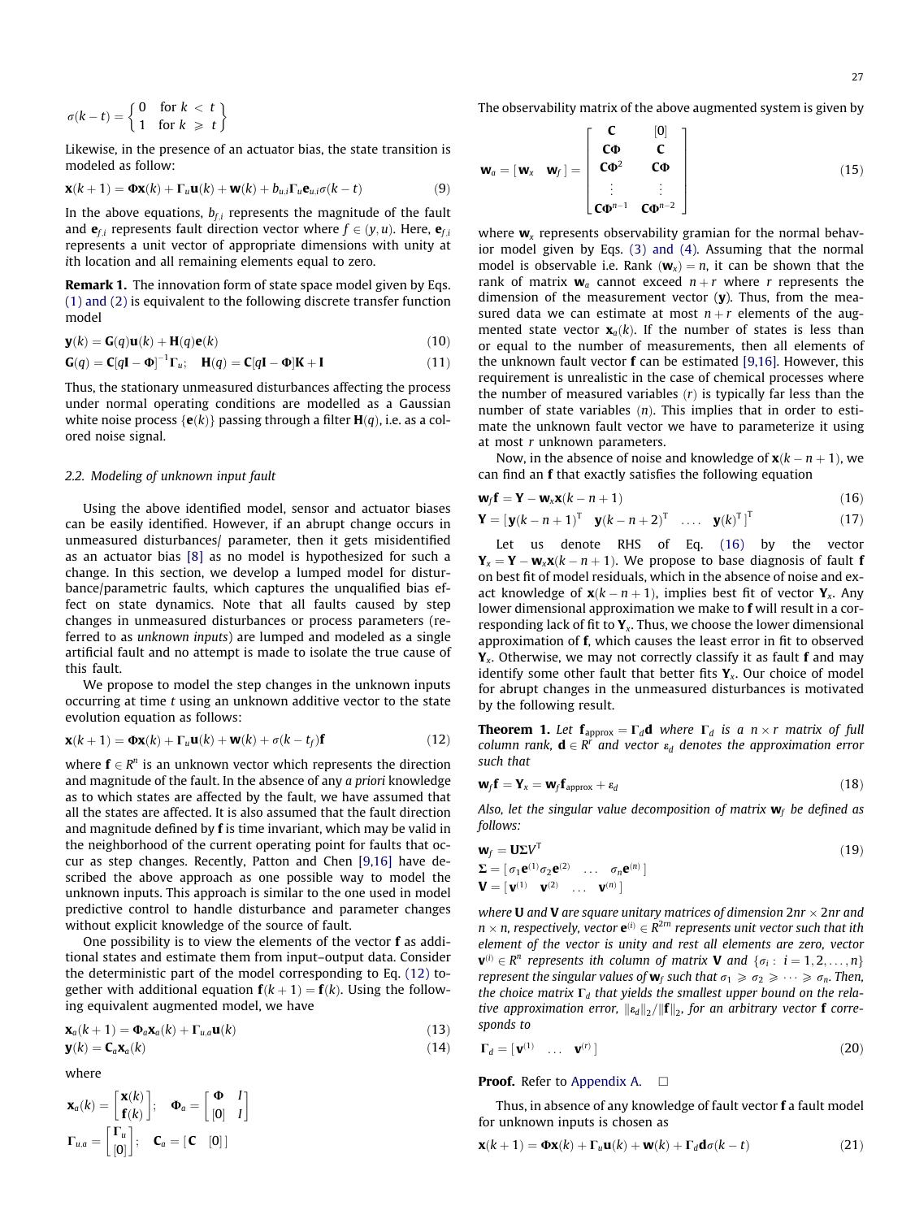$$\sigma(k-t) = \begin{Bmatrix} 0 & \text{for } k < t \\ 1 & \text{for } k \geqslant t \end{Bmatrix}$$

Likewise, in the presence of an actuator bias, the state transition is modeled as follow:

$$\mathbf{x}(k+1) = \mathbf{\Phi x}(k) + \mathbf{\Gamma}_u \mathbf{u}(k) + \mathbf{w}(k) + b_{u,i}\mathbf{\Gamma}_u \mathbf{e}_{u,i}\sigma(k-t) \tag{9}$$

In the above equations, $b_{f,i}$ represents the magnitude of the fault and $\mathbf{e}_{f,i}$ represents fault direction vector where $f \in (y, u)$. Here, $\mathbf{e}_{f,i}$ represents a unit vector of appropriate dimensions with unity at $i$th location and all remaining elements equal to zero.

**Remark 1.** The innovation form of state space model given by Eqs. (1) and (2) is equivalent to the following discrete transfer function model

$$\mathbf{y}(k) = \mathbf{G}(q)\mathbf{u}(k) + \mathbf{H}(q)\mathbf{e}(k) \tag{10}$$

$$\mathbf{G}(q) = \mathbf{C}[q\mathbf{I} - \mathbf{\Phi}]^{-1}\mathbf{\Gamma}_u; \quad \mathbf{H}(q) = \mathbf{C}[q\mathbf{I} - \mathbf{\Phi}]\mathbf{K} + \mathbf{I} \tag{11}$$

Thus, the stationary unmeasured disturbances affecting the process under normal operating conditions are modelled as a Gaussian white noise process $\{\mathbf{e}(k)\}$ passing through a filter $\mathbf{H}(q)$, i.e. as a colored noise signal.

### 2.2. Modeling of unknown input fault

Using the above identified model, sensor and actuator biases can be easily identified. However, if an abrupt change occurs in unmeasured disturbances/ parameter, then it gets misidentified as an actuator bias [8] as no model is hypothesized for such a change. In this section, we develop a lumped model for disturbance/parametric faults, which captures the unqualified bias effect on state dynamics. Note that all faults caused by step changes in unmeasured disturbances or process parameters (referred to as *unknown inputs*) are lumped and modeled as a single artificial fault and no attempt is made to isolate the true cause of this fault.

We propose to model the step changes in the unknown inputs occurring at time $t$ using an unknown additive vector to the state evolution equation as follows:

$$\mathbf{x}(k+1) = \mathbf{\Phi x}(k) + \mathbf{\Gamma}_u \mathbf{u}(k) + \mathbf{w}(k) + \sigma(k - t_f)\mathbf{f} \tag{12}$$

where $\mathbf{f} \in R^n$ is an unknown vector which represents the direction and magnitude of the fault. In the absence of any *a priori* knowledge as to which states are affected by the fault, we have assumed that all the states are affected. It is also assumed that the fault direction and magnitude defined by $\mathbf{f}$ is time invariant, which may be valid in the neighborhood of the current operating point for faults that occur as step changes. Recently, Patton and Chen [9,16] have described the above approach as one possible way to model the unknown inputs. This approach is similar to the one used in model predictive control to handle disturbance and parameter changes without explicit knowledge of the source of fault.

One possibility is to view the elements of the vector $\mathbf{f}$ as additional states and estimate them from input–output data. Consider the deterministic part of the model corresponding to Eq. (12) together with additional equation $\mathbf{f}(k+1) = \mathbf{f}(k)$. Using the following equivalent augmented model, we have

$$\mathbf{x}_a(k+1) = \mathbf{\Phi}_a \mathbf{x}_a(k) + \mathbf{\Gamma}_{u,a}\mathbf{u}(k) \tag{13}$$

$$\mathbf{y}(k) = \mathbf{C}_a \mathbf{x}_a(k) \tag{14}$$

where

$$\mathbf{x}_a(k) = \begin{bmatrix} \mathbf{x}(k) \\ \mathbf{f}(k) \end{bmatrix}; \quad \mathbf{\Phi}_a = \begin{bmatrix} \mathbf{\Phi} & I \\ [0] & I \end{bmatrix}$$

$$\mathbf{\Gamma}_{u,a} = \begin{bmatrix} \mathbf{\Gamma}_u \\ [0] \end{bmatrix}; \quad \mathbf{C}_a = [\,\mathbf{C} \quad [0]\,]$$

The observability matrix of the above augmented system is given by

$$\mathbf{w}_a = [\,\mathbf{w}_x \quad \mathbf{w}_f\,] = \begin{bmatrix} \mathbf{C} & [0] \\ \mathbf{C\Phi} & \mathbf{C} \\ \mathbf{C\Phi}^2 & \mathbf{C\Phi} \\ \vdots & \vdots \\ \mathbf{C\Phi}^{n-1} & \mathbf{C\Phi}^{n-2} \end{bmatrix} \tag{15}$$

where $\mathbf{w}_x$ represents observability gramian for the normal behavior model given by Eqs. (3) and (4). Assuming that the normal model is observable i.e. Rank $(\mathbf{w}_x) = n$, it can be shown that the rank of matrix $\mathbf{w}_a$ cannot exceed $n + r$ where $r$ represents the dimension of the measurement vector ($\mathbf{y}$). Thus, from the measured data we can estimate at most $n + r$ elements of the augmented state vector $\mathbf{x}_a(k)$. If the number of states is less than or equal to the number of measurements, then all elements of the unknown fault vector $\mathbf{f}$ can be estimated [9,16]. However, this requirement is unrealistic in the case of chemical processes where the number of measured variables ($r$) is typically far less than the number of state variables ($n$). This implies that in order to estimate the unknown fault vector we have to parameterize it using at most $r$ unknown parameters.

Now, in the absence of noise and knowledge of $\mathbf{x}(k-n+1)$, we can find an $\mathbf{f}$ that exactly satisfies the following equation

$$\mathbf{w}_f \mathbf{f} = \mathbf{Y} - \mathbf{w}_x \mathbf{x}(k-n+1) \tag{16}$$

$$\mathbf{Y} = [\,\mathbf{y}(k-n+1)^{\mathrm{T}} \quad \mathbf{y}(k-n+2)^{\mathrm{T}} \quad \ldots. \quad \mathbf{y}(k)^{\mathrm{T}}\,]^{\mathrm{T}} \tag{17}$$

Let us denote RHS of Eq. (16) by the vector $\mathbf{Y}_x = \mathbf{Y} - \mathbf{w}_x \mathbf{x}(k-n+1)$. We propose to base diagnosis of fault $\mathbf{f}$ on best fit of model residuals, which in the absence of noise and exact knowledge of $\mathbf{x}(k-n+1)$, implies best fit of vector $\mathbf{Y}_x$. Any lower dimensional approximation we make to $\mathbf{f}$ will result in a corresponding lack of fit to $\mathbf{Y}_x$. Thus, we choose the lower dimensional approximation of $\mathbf{f}$, which causes the least error in fit to observed $\mathbf{Y}_x$. Otherwise, we may not correctly classify it as fault $\mathbf{f}$ and may identify some other fault that better fits $\mathbf{Y}_x$. Our choice of model for abrupt changes in the unmeasured disturbances is motivated by the following result.

**Theorem 1.** *Let $\mathbf{f}_{\text{approx}} = \mathbf{\Gamma}_d \mathbf{d}$ where $\mathbf{\Gamma}_d$ is a $n \times r$ matrix of full column rank, $\mathbf{d} \in R^r$ and vector $\varepsilon_d$ denotes the approximation error such that*

$$\mathbf{w}_f \mathbf{f} = \mathbf{Y}_x = \mathbf{w}_f \mathbf{f}_{\text{approx}} + \varepsilon_d \tag{18}$$

*Also, let the singular value decomposition of matrix $\mathbf{w}_f$ be defined as follows:*

$$\mathbf{w}_f = \mathbf{U\Sigma}V^{\mathrm{T}} \tag{19}$$

$$\mathbf{\Sigma} = [\,\sigma_1 \mathbf{e}^{(1)} \sigma_2 \mathbf{e}^{(2)} \quad \ldots \quad \sigma_n \mathbf{e}^{(n)}\,]$$

$$\mathbf{V} = [\,\mathbf{v}^{(1)} \quad \mathbf{v}^{(2)} \quad \ldots \quad \mathbf{v}^{(n)}\,]$$

*where $\mathbf{U}$ and $\mathbf{V}$ are square unitary matrices of dimension $2nr \times 2nr$ and $n \times n$, respectively, vector $\mathbf{e}^{(i)} \in R^{2rn}$ represents unit vector such that ith element of the vector is unity and rest all elements are zero, vector $\mathbf{v}^{(i)} \in R^n$ represents ith column of matrix $\mathbf{V}$ and $\{\sigma_i : i = 1, 2, \ldots, n\}$ represent the singular values of $\mathbf{w}_f$ such that $\sigma_1 \geqslant \sigma_2 \geqslant \cdots \geqslant \sigma_n$. Then, the choice matrix $\mathbf{\Gamma}_d$ that yields the smallest upper bound on the relative approximation error, $\|\varepsilon_d\|_2 / \|\mathbf{f}\|_2$, for an arbitrary vector $\mathbf{f}$ corresponds to*

$$\mathbf{\Gamma}_d = [\,\mathbf{v}^{(1)} \quad \ldots \quad \mathbf{v}^{(r)}\,] \tag{20}$$

**Proof.** Refer to Appendix A. □

Thus, in absence of any knowledge of fault vector $\mathbf{f}$ a fault model for unknown inputs is chosen as

$$\mathbf{x}(k+1) = \mathbf{\Phi x}(k) + \mathbf{\Gamma}_u \mathbf{u}(k) + \mathbf{w}(k) + \mathbf{\Gamma}_d \mathbf{d}\sigma(k-t) \tag{21}$$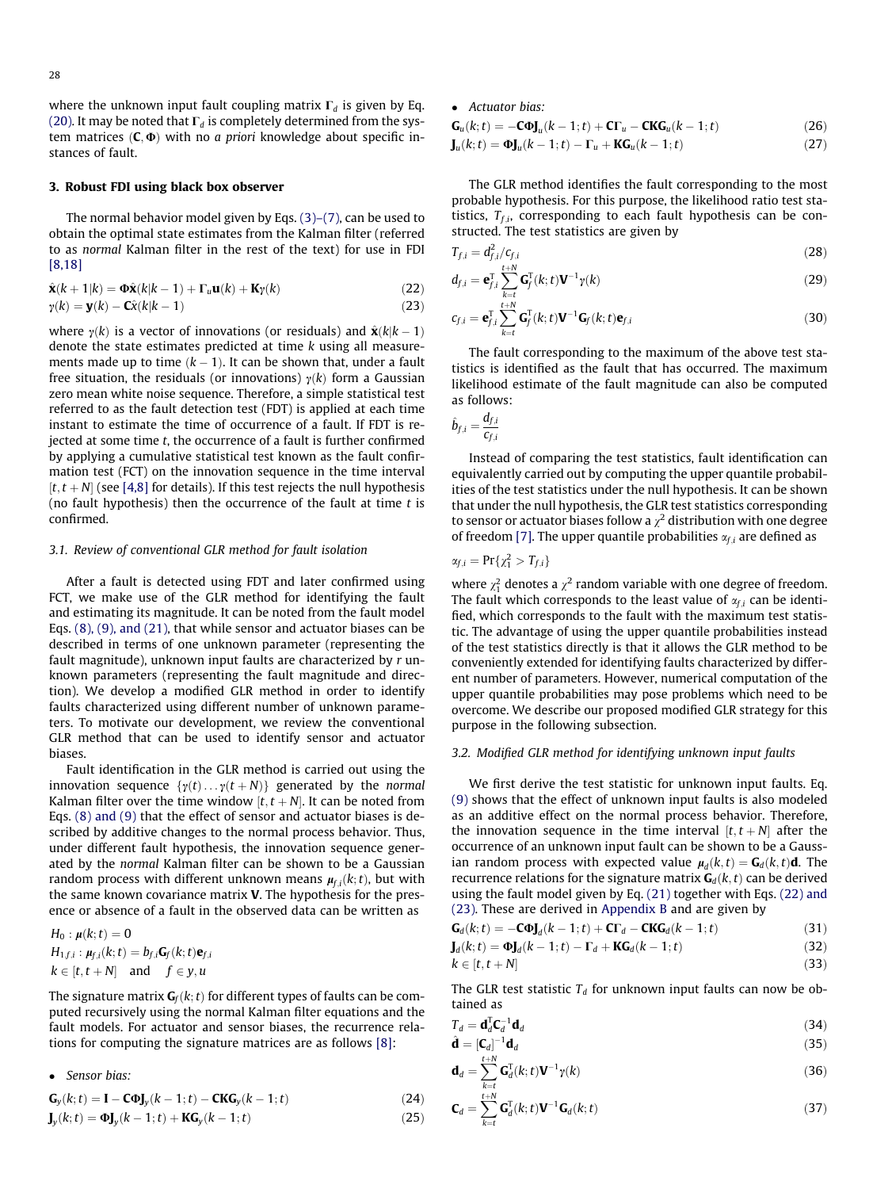where the unknown input fault coupling matrix $\Gamma_d$ is given by Eq. (20). It may be noted that $\Gamma_d$ is completely determined from the system matrices $(\mathbf{C}, \mathbf{\Phi})$ with no *a priori* knowledge about specific instances of fault.

## 3. Robust FDI using black box observer

The normal behavior model given by Eqs. (3)–(7), can be used to obtain the optimal state estimates from the Kalman filter (referred to as *normal* Kalman filter in the rest of the text) for use in FDI [8,18]

$$\hat{\mathbf{x}}(k+1|k) = \mathbf{\Phi}\hat{\mathbf{x}}(k|k-1) + \Gamma_u\mathbf{u}(k) + \mathbf{K}\gamma(k) \tag{22}$$

$$\gamma(k) = \mathbf{y}(k) - \mathbf{C}\hat{x}(k|k-1) \tag{23}$$

where $\gamma(k)$ is a vector of innovations (or residuals) and $\hat{\mathbf{x}}(k|k-1)$ denote the state estimates predicted at time $k$ using all measurements made up to time $(k-1)$. It can be shown that, under a fault free situation, the residuals (or innovations) $\gamma(k)$ form a Gaussian zero mean white noise sequence. Therefore, a simple statistical test referred to as the fault detection test (FDT) is applied at each time instant to estimate the time of occurrence of a fault. If FDT is rejected at some time $t$, the occurrence of a fault is further confirmed by applying a cumulative statistical test known as the fault confirmation test (FCT) on the innovation sequence in the time interval $[t, t+N]$ (see [4,8] for details). If this test rejects the null hypothesis (no fault hypothesis) then the occurrence of the fault at time $t$ is confirmed.

### 3.1. Review of conventional GLR method for fault isolation

After a fault is detected using FDT and later confirmed using FCT, we make use of the GLR method for identifying the fault and estimating its magnitude. It can be noted from the fault model Eqs. (8), (9), and (21), that while sensor and actuator biases can be described in terms of one unknown parameter (representing the fault magnitude), unknown input faults are characterized by $r$ unknown parameters (representing the fault magnitude and direction). We develop a modified GLR method in order to identify faults characterized using different number of unknown parameters. To motivate our development, we review the conventional GLR method that can be used to identify sensor and actuator biases.

Fault identification in the GLR method is carried out using the innovation sequence $\{\gamma(t)\ldots\gamma(t+N)\}$ generated by the *normal* Kalman filter over the time window $[t, t+N]$. It can be noted from Eqs. (8) and (9) that the effect of sensor and actuator biases is described by additive changes to the normal process behavior. Thus, under different fault hypothesis, the innovation sequence generated by the *normal* Kalman filter can be shown to be a Gaussian random process with different unknown means $\boldsymbol{\mu}_{f,i}(k;t)$, but with the same known covariance matrix $\mathbf{V}$. The hypothesis for the presence or absence of a fault in the observed data can be written as

$$H_0 : \boldsymbol{\mu}(k;t) = 0$$
$$H_{1f,i} : \boldsymbol{\mu}_{f,i}(k;t) = b_{f,i}\mathbf{G}_f(k;t)\mathbf{e}_{f,i}$$
$$k \in [t, t+N] \quad \text{and} \quad f \in y, u$$

The signature matrix $\mathbf{G}_f(k;t)$ for different types of faults can be computed recursively using the normal Kalman filter equations and the fault models. For actuator and sensor biases, the recurrence relations for computing the signature matrices are as follows [8]:

- *Sensor bias:*

$$\mathbf{G}_y(k;t) = \mathbf{I} - \mathbf{C\Phi J}_y(k-1;t) - \mathbf{CKG}_y(k-1;t) \tag{24}$$

$$\mathbf{J}_y(k;t) = \mathbf{\Phi J}_y(k-1;t) + \mathbf{KG}_y(k-1;t) \tag{25}$$

- *Actuator bias:*

$$\mathbf{G}_u(k;t) = -\mathbf{C\Phi J}_u(k-1;t) + \mathbf{C}\Gamma_u - \mathbf{CKG}_u(k-1;t) \tag{26}$$

$$\mathbf{J}_u(k;t) = \mathbf{\Phi J}_u(k-1;t) - \Gamma_u + \mathbf{KG}_u(k-1;t) \tag{27}$$

The GLR method identifies the fault corresponding to the most probable hypothesis. For this purpose, the likelihood ratio test statistics, $T_{f,i}$, corresponding to each fault hypothesis can be constructed. The test statistics are given by

$$T_{f,i} = d_{f,i}^2/c_{f,i} \tag{28}$$

$$d_{f,i} = \mathbf{e}_{f,i}^{\mathrm{T}}\sum_{k=t}^{t+N}\mathbf{G}_f^{\mathrm{T}}(k;t)\mathbf{V}^{-1}\gamma(k) \tag{29}$$

$$c_{f,i} = \mathbf{e}_{f,i}^{\mathrm{T}}\sum_{k=t}^{t+N}\mathbf{G}_f^{\mathrm{T}}(k;t)\mathbf{V}^{-1}\mathbf{G}_f(k;t)\mathbf{e}_{f,i} \tag{30}$$

The fault corresponding to the maximum of the above test statistics is identified as the fault that has occurred. The maximum likelihood estimate of the fault magnitude can also be computed as follows:

$$\hat{b}_{f,i} = \frac{d_{f,i}}{c_{f,i}}$$

Instead of comparing the test statistics, fault identification can equivalently carried out by computing the upper quantile probabilities of the test statistics under the null hypothesis. It can be shown that under the null hypothesis, the GLR test statistics corresponding to sensor or actuator biases follow a $\chi^2$ distribution with one degree of freedom [7]. The upper quantile probabilities $\alpha_{f,i}$ are defined as

$$\alpha_{f,i} = \Pr\{\chi_1^2 > T_{f,i}\}$$

where $\chi_1^2$ denotes a $\chi^2$ random variable with one degree of freedom. The fault which corresponds to the least value of $\alpha_{f,i}$ can be identified, which corresponds to the fault with the maximum test statistic. The advantage of using the upper quantile probabilities instead of the test statistics directly is that it allows the GLR method to be conveniently extended for identifying faults characterized by different number of parameters. However, numerical computation of the upper quantile probabilities may pose problems which need to be overcome. We describe our proposed modified GLR strategy for this purpose in the following subsection.

### 3.2. Modified GLR method for identifying unknown input faults

We first derive the test statistic for unknown input faults. Eq. (9) shows that the effect of unknown input faults is also modeled as an additive effect on the normal process behavior. Therefore, the innovation sequence in the time interval $[t, t+N]$ after the occurrence of an unknown input fault can be shown to be a Gaussian random process with expected value $\boldsymbol{\mu}_d(k,t) = \mathbf{G}_d(k,t)\mathbf{d}$. The recurrence relations for the signature matrix $\mathbf{G}_d(k,t)$ can be derived using the fault model given by Eq. (21) together with Eqs. (22) and (23). These are derived in Appendix B and are given by

$$\mathbf{G}_d(k;t) = -\mathbf{C\Phi J}_d(k-1;t) + \mathbf{C}\Gamma_d - \mathbf{CKG}_d(k-1;t) \tag{31}$$

$$\mathbf{J}_d(k;t) = \mathbf{\Phi J}_d(k-1;t) - \Gamma_d + \mathbf{KG}_d(k-1;t) \tag{32}$$

$$k \in [t, t+N] \tag{33}$$

The GLR test statistic $T_d$ for unknown input faults can now be obtained as

$$T_d = \mathbf{d}_d^{\mathrm{T}}\mathbf{C}_d^{-1}\mathbf{d}_d \tag{34}$$

$$\hat{\mathbf{d}} = [\mathbf{C}_d]^{-1}\mathbf{d}_d \tag{35}$$

$$\mathbf{d}_d = \sum_{k=t}^{t+N}\mathbf{G}_d^{\mathrm{T}}(k;t)\mathbf{V}^{-1}\gamma(k) \tag{36}$$

$$\mathbf{C}_d = \sum_{k=t}^{t+N}\mathbf{G}_d^{\mathrm{T}}(k;t)\mathbf{V}^{-1}\mathbf{G}_d(k;t) \tag{37}$$